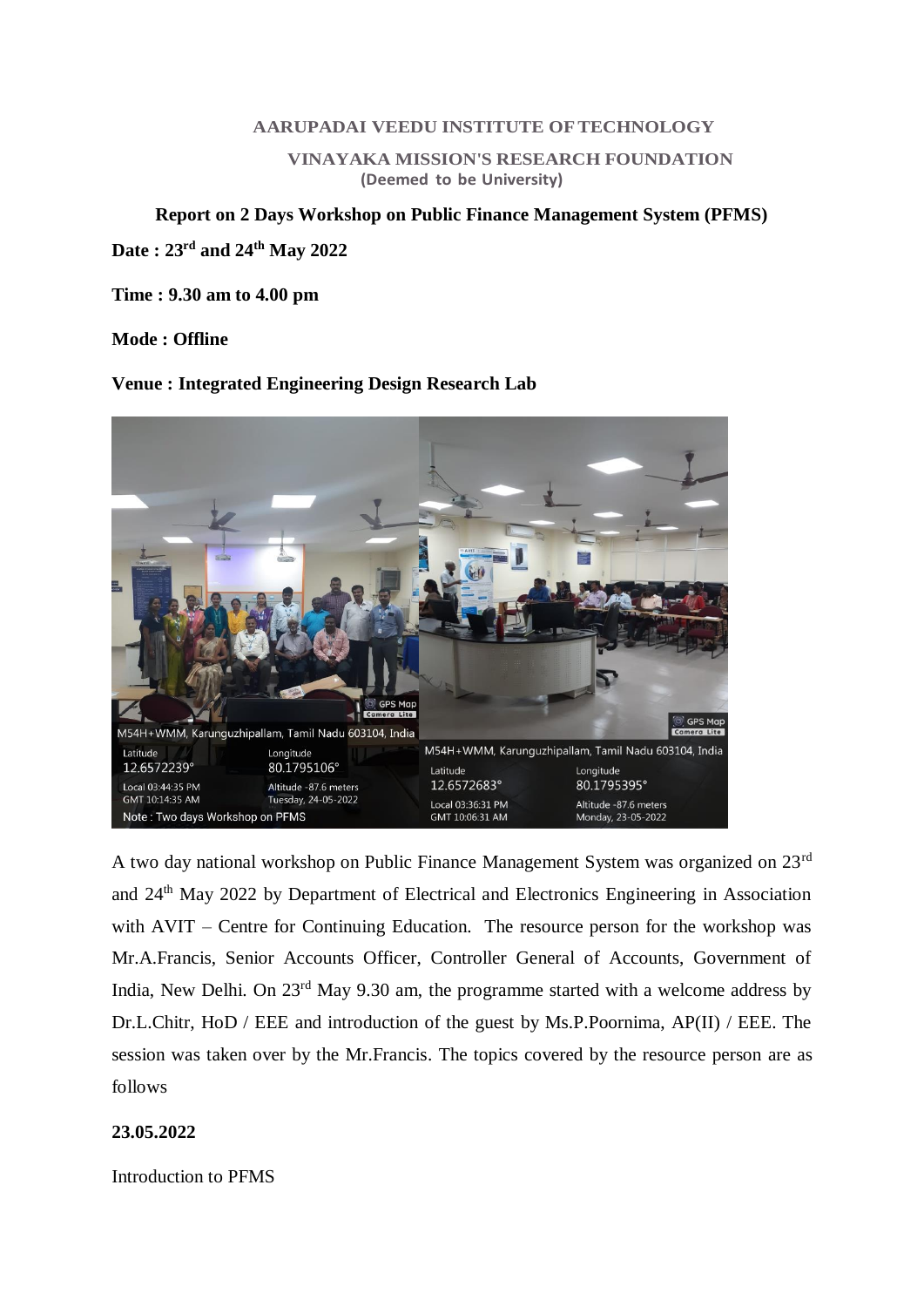**AARUPADAI VEEDU INSTITUTE OF TECHNOLOGY**

**VINAYAKA MISSION'S RESEARCH FOUNDATION**
**(Deemed to be University)**

## Report on 2 Days Workshop on Public Finance Management System (PFMS)

**Date : 23rd and 24th May 2022**

**Time : 9.30 am to 4.00 pm**

**Mode : Offline**

**Venue : Integrated Engineering Design Research Lab**

A two day national workshop on Public Finance Management System was organized on 23rd and 24th May 2022 by Department of Electrical and Electronics Engineering in Association with AVIT – Centre for Continuing Education. The resource person for the workshop was Mr.A.Francis, Senior Accounts Officer, Controller General of Accounts, Government of India, New Delhi. On 23rd May 9.30 am, the programme started with a welcome address by Dr.L.Chitr, HoD / EEE and introduction of the guest by Ms.P.Poornima, AP(II) / EEE. The session was taken over by the Mr.Francis. The topics covered by the resource person are as follows

**23.05.2022**

Introduction to PFMS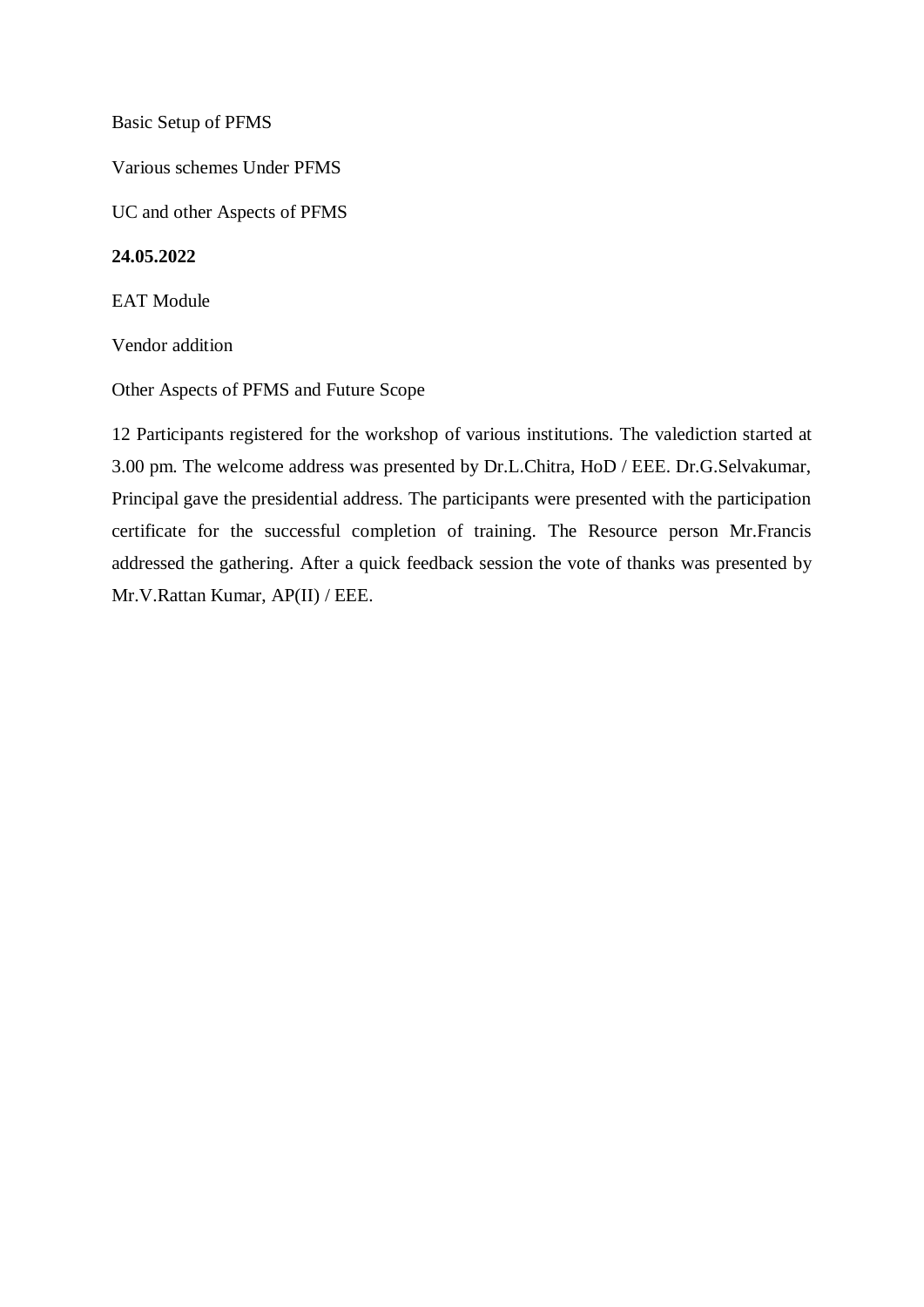Basic Setup of PFMS

Various schemes Under PFMS

UC and other Aspects of PFMS

**24.05.2022**

EAT Module

Vendor addition

Other Aspects of PFMS and Future Scope

12 Participants registered for the workshop of various institutions. The valediction started at 3.00 pm. The welcome address was presented by Dr.L.Chitra, HoD / EEE. Dr.G.Selvakumar, Principal gave the presidential address. The participants were presented with the participation certificate for the successful completion of training. The Resource person Mr.Francis addressed the gathering. After a quick feedback session the vote of thanks was presented by Mr.V.Rattan Kumar, AP(II) / EEE.